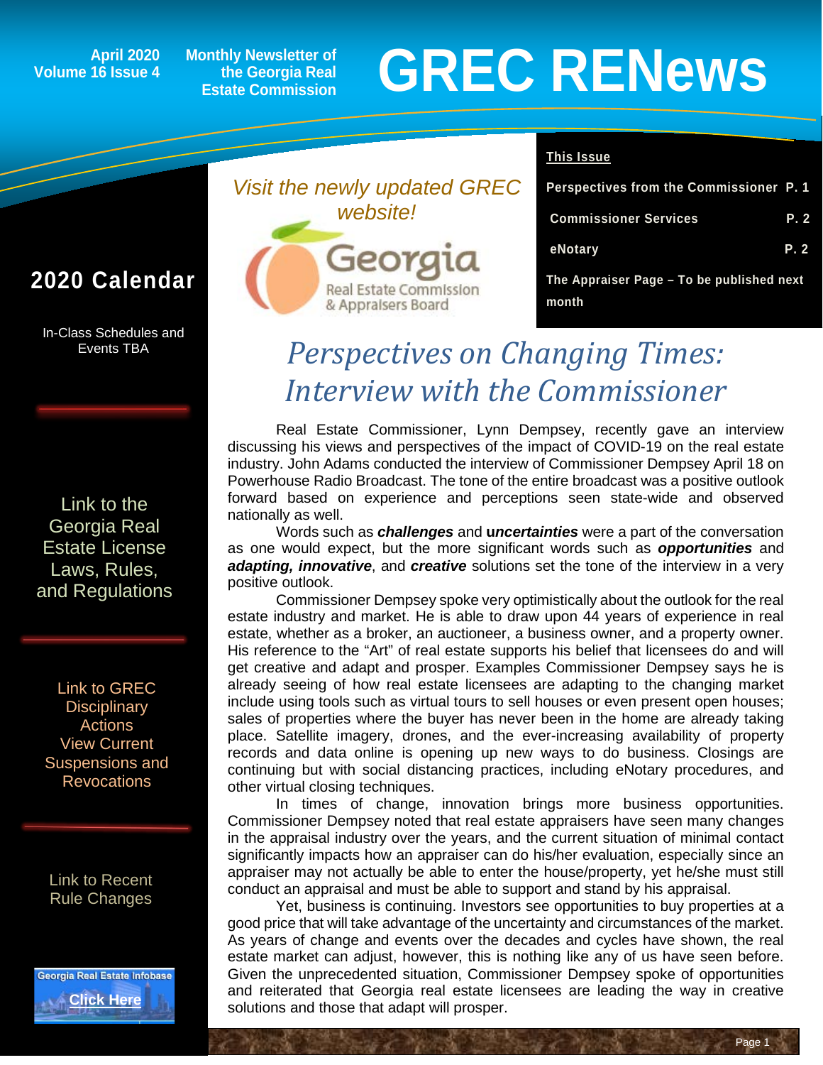April 2020
Volume 16 Issue 4

Monthly Newsletter of the Georgia Real Estate Commission

# GREC RENews

## 2020 Calendar

In-Class Schedules and Events TBA

Link to the Georgia Real Estate License Laws, Rules, and Regulations

Link to GREC Disciplinary Actions
View Current Suspensions and Revocations

Link to Recent Rule Changes

Georgia Real Estate Infobase
Click Here

*Visit the newly updated GREC website!*

Georgia Real Estate Commission & Appraisers Board

**This Issue**

| | |
|---|---|
| Perspectives from the Commissioner | P. 1 |
| Commissioner Services | P. 2 |
| eNotary | P. 2 |
| The Appraiser Page – To be published next month | |

## *Perspectives on Changing Times: Interview with the Commissioner*

Real Estate Commissioner, Lynn Dempsey, recently gave an interview discussing his views and perspectives of the impact of COVID-19 on the real estate industry. John Adams conducted the interview of Commissioner Dempsey April 18 on Powerhouse Radio Broadcast. The tone of the entire broadcast was a positive outlook forward based on experience and perceptions seen state-wide and observed nationally as well.

Words such as ***challenges*** and **u*ncertainties*** were a part of the conversation as one would expect, but the more significant words such as ***opportunities*** and ***adapting, innovative***, and ***creative*** solutions set the tone of the interview in a very positive outlook.

Commissioner Dempsey spoke very optimistically about the outlook for the real estate industry and market. He is able to draw upon 44 years of experience in real estate, whether as a broker, an auctioneer, a business owner, and a property owner. His reference to the "Art" of real estate supports his belief that licensees do and will get creative and adapt and prosper. Examples Commissioner Dempsey says he is already seeing of how real estate licensees are adapting to the changing market include using tools such as virtual tours to sell houses or even present open houses; sales of properties where the buyer has never been in the home are already taking place. Satellite imagery, drones, and the ever-increasing availability of property records and data online is opening up new ways to do business. Closings are continuing but with social distancing practices, including eNotary procedures, and other virtual closing techniques.

In times of change, innovation brings more business opportunities. Commissioner Dempsey noted that real estate appraisers have seen many changes in the appraisal industry over the years, and the current situation of minimal contact significantly impacts how an appraiser can do his/her evaluation, especially since an appraiser may not actually be able to enter the house/property, yet he/she must still conduct an appraisal and must be able to support and stand by his appraisal.

Yet, business is continuing. Investors see opportunities to buy properties at a good price that will take advantage of the uncertainty and circumstances of the market. As years of change and events over the decades and cycles have shown, the real estate market can adjust, however, this is nothing like any of us have seen before. Given the unprecedented situation, Commissioner Dempsey spoke of opportunities and reiterated that Georgia real estate licensees are leading the way in creative solutions and those that adapt will prosper.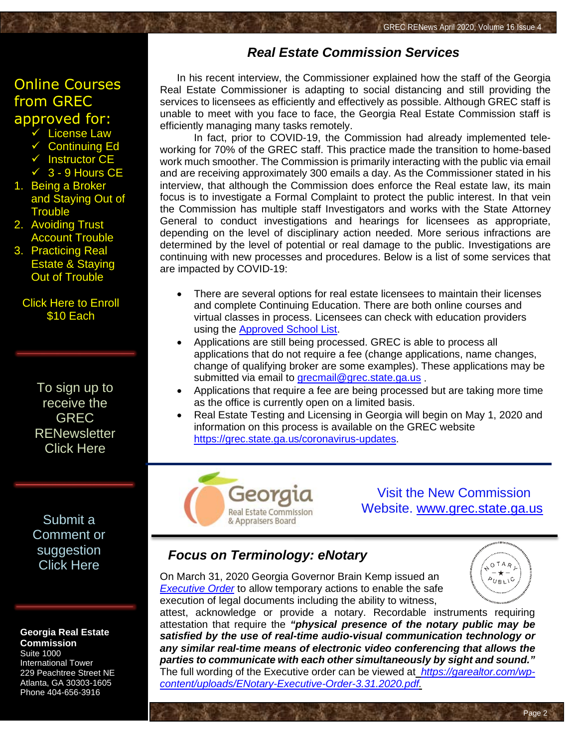## Real Estate Commission Services

In his recent interview, the Commissioner explained how the staff of the Georgia Real Estate Commissioner is adapting to social distancing and still providing the services to licensees as efficiently and effectively as possible. Although GREC staff is unable to meet with you face to face, the Georgia Real Estate Commission staff is efficiently managing many tasks remotely.

In fact, prior to COVID-19, the Commission had already implemented tele-working for 70% of the GREC staff. This practice made the transition to home-based work much smoother. The Commission is primarily interacting with the public via email and are receiving approximately 300 emails a day. As the Commissioner stated in his interview, that although the Commission does enforce the Real estate law, its main focus is to investigate a Formal Complaint to protect the public interest. In that vein the Commission has multiple staff Investigators and works with the State Attorney General to conduct investigations and hearings for licensees as appropriate, depending on the level of disciplinary action needed. More serious infractions are determined by the level of potential or real damage to the public. Investigations are continuing with new processes and procedures. Below is a list of some services that are impacted by COVID-19:

- There are several options for real estate licensees to maintain their licenses and complete Continuing Education. There are both online courses and virtual classes in process. Licensees can check with education providers using the Approved School List.
- Applications are still being processed. GREC is able to process all applications that do not require a fee (change applications, name changes, change of qualifying broker are some examples). These applications may be submitted via email to grecmail@grec.state.ga.us .
- Applications that require a fee are being processed but are taking more time as the office is currently open on a limited basis.
- Real Estate Testing and Licensing in Georgia will begin on May 1, 2020 and information on this process is available on the GREC website https://grec.state.ga.us/coronavirus-updates.

Georgia Real Estate Commission & Appraisers Board

Visit the New Commission Website. www.grec.state.ga.us

## *Focus on Terminology: eNotary*

On March 31, 2020 Georgia Governor Brain Kemp issued an *Executive Order* to allow temporary actions to enable the safe execution of legal documents including the ability to witness, attest, acknowledge or provide a notary. Recordable instruments requiring attestation that require the ***"physical presence of the notary public may be satisfied by the use of real-time audio-visual communication technology or any similar real-time means of electronic video conferencing that allows the parties to communicate with each other simultaneously by sight and sound."*** The full wording of the Executive order can be viewed at *https://garealtor.com/wp-content/uploads/ENotary-Executive-Order-3.31.2020.pdf.*

---

### Online Courses from GREC approved for:

- ✓ License Law
- ✓ Continuing Ed
- ✓ Instructor CE
- ✓ 3 - 9 Hours CE

1. Being a Broker and Staying Out of Trouble
2. Avoiding Trust Account Trouble
3. Practicing Real Estate & Staying Out of Trouble

Click Here to Enroll
$10 Each

To sign up to receive the GREC RENewsletter Click Here

Submit a Comment or suggestion Click Here

**Georgia Real Estate Commission**
Suite 1000
International Tower
229 Peachtree Street NE
Atlanta, GA 30303-1605
Phone 404-656-3916